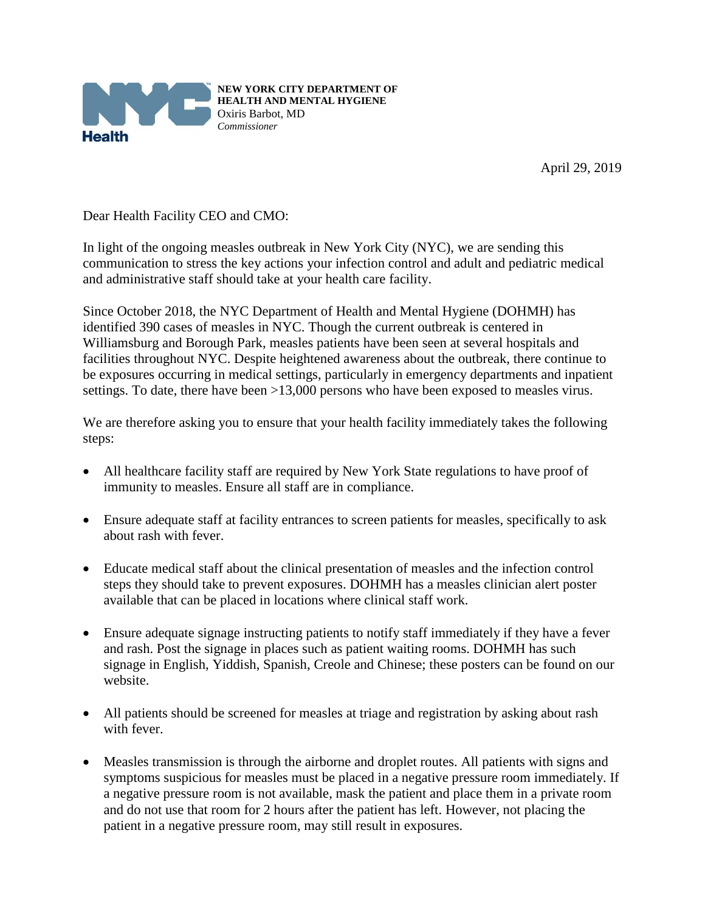**NEW YORK CITY DEPARTMENT OF HEALTH AND MENTAL HYGIENE**
Oxiris Barbot, MD
*Commissioner*

April 29, 2019

Dear Health Facility CEO and CMO:

In light of the ongoing measles outbreak in New York City (NYC), we are sending this communication to stress the key actions your infection control and adult and pediatric medical and administrative staff should take at your health care facility.

Since October 2018, the NYC Department of Health and Mental Hygiene (DOHMH) has identified 390 cases of measles in NYC. Though the current outbreak is centered in Williamsburg and Borough Park, measles patients have been seen at several hospitals and facilities throughout NYC. Despite heightened awareness about the outbreak, there continue to be exposures occurring in medical settings, particularly in emergency departments and inpatient settings. To date, there have been >13,000 persons who have been exposed to measles virus.

We are therefore asking you to ensure that your health facility immediately takes the following steps:

- All healthcare facility staff are required by New York State regulations to have proof of immunity to measles. Ensure all staff are in compliance.
- Ensure adequate staff at facility entrances to screen patients for measles, specifically to ask about rash with fever.
- Educate medical staff about the clinical presentation of measles and the infection control steps they should take to prevent exposures. DOHMH has a measles clinician alert poster available that can be placed in locations where clinical staff work.
- Ensure adequate signage instructing patients to notify staff immediately if they have a fever and rash. Post the signage in places such as patient waiting rooms. DOHMH has such signage in English, Yiddish, Spanish, Creole and Chinese; these posters can be found on our website.
- All patients should be screened for measles at triage and registration by asking about rash with fever.
- Measles transmission is through the airborne and droplet routes. All patients with signs and symptoms suspicious for measles must be placed in a negative pressure room immediately. If a negative pressure room is not available, mask the patient and place them in a private room and do not use that room for 2 hours after the patient has left. However, not placing the patient in a negative pressure room, may still result in exposures.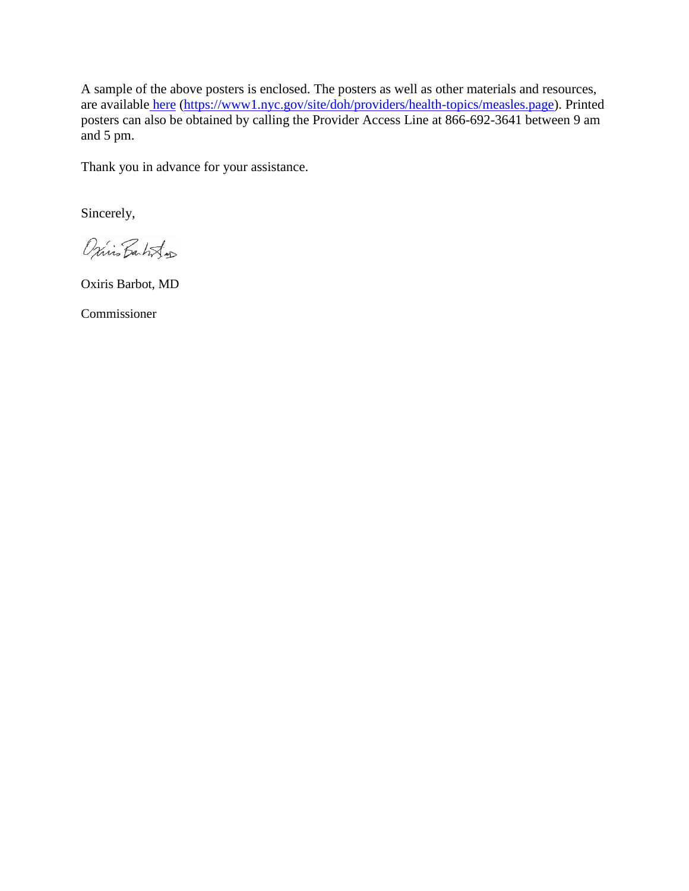A sample of the above posters is enclosed. The posters as well as other materials and resources, are available [here](https://www1.nyc.gov/site/doh/providers/health-topics/measles.page) (https://www1.nyc.gov/site/doh/providers/health-topics/measles.page). Printed posters can also be obtained by calling the Provider Access Line at 866-692-3641 between 9 am and 5 pm.

Thank you in advance for your assistance.

Sincerely,

Oxiris Barbot, MD

Commissioner